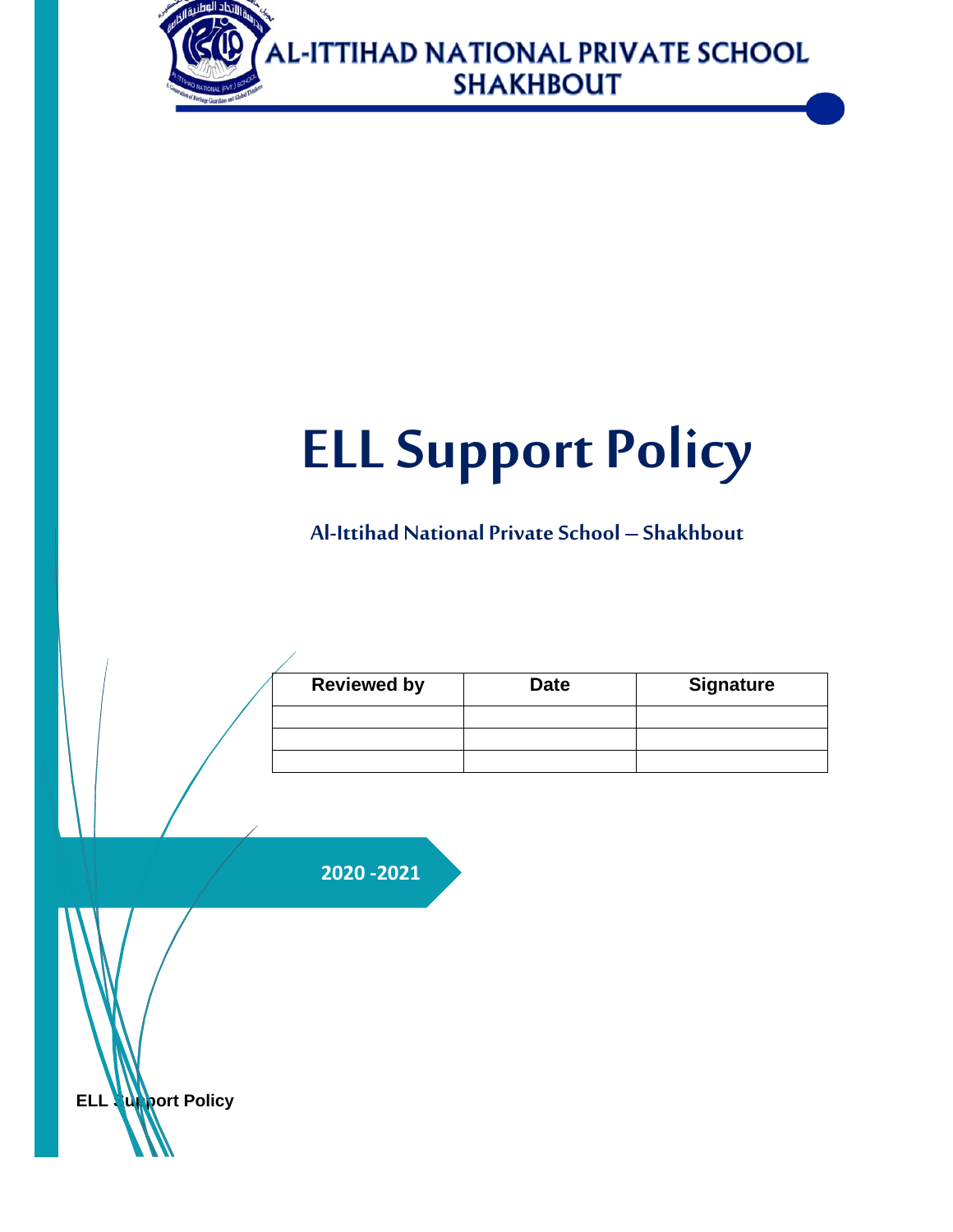AL-ITTIHAD NATIONAL PRIVATE SCHOOL
SHAKHBOUT

# ELL Support Policy

## Al-Ittihad National Private School – Shakhbout

| Reviewed by | Date | Signature |
|---|---|---|
| | | |
| | | |
| | | |

**2020 -2021**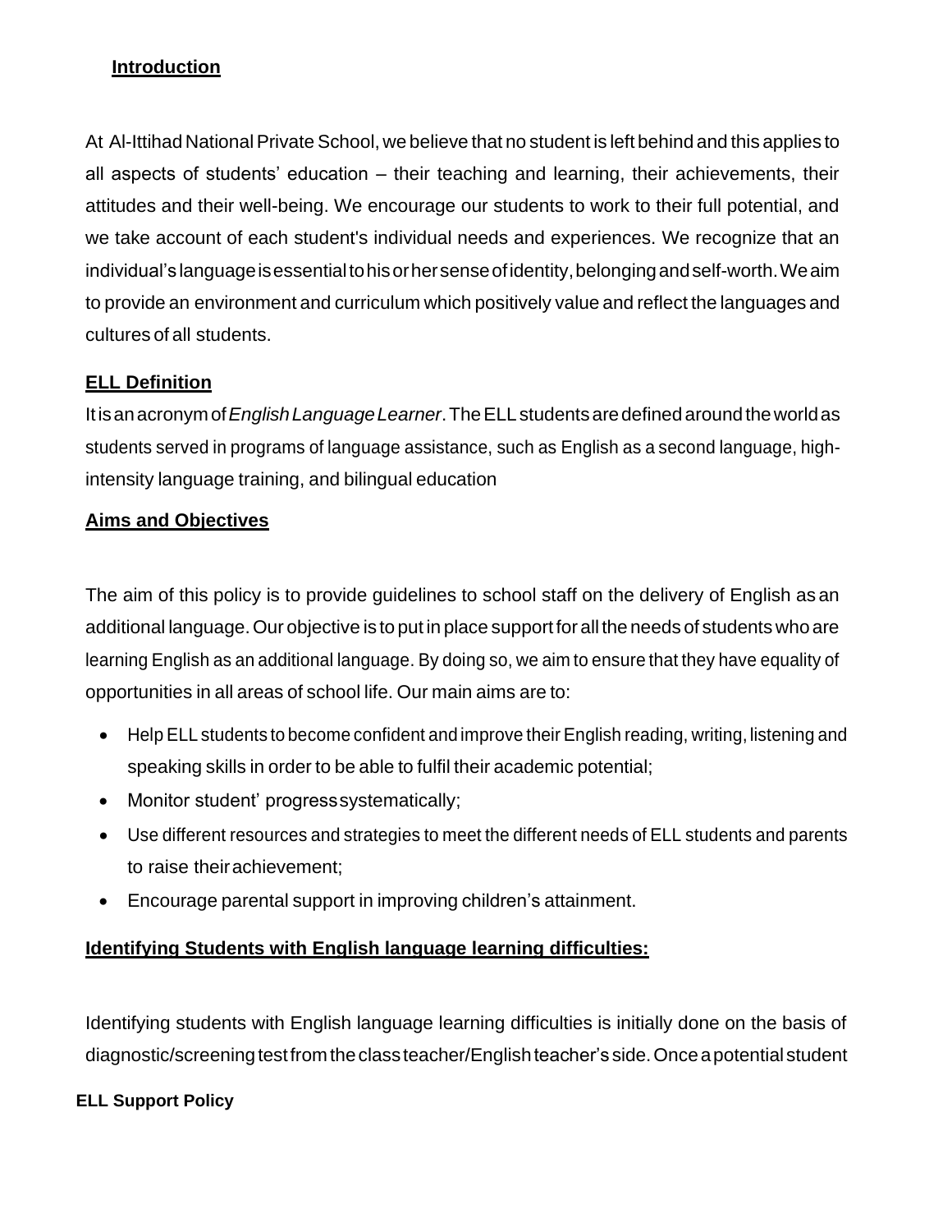## Introduction

At Al-Ittihad National Private School, we believe that no student is left behind and this applies to all aspects of students' education – their teaching and learning, their achievements, their attitudes and their well-being. We encourage our students to work to their full potential, and we take account of each student's individual needs and experiences. We recognize that an individual's language is essential to his or her sense of identity, belonging and self-worth. We aim to provide an environment and curriculum which positively value and reflect the languages and cultures of all students.

## ELL Definition

It is an acronym of *English Language Learner*. The ELL students are defined around the world as students served in programs of language assistance, such as English as a second language, high-intensity language training, and bilingual education

## Aims and Objectives

The aim of this policy is to provide guidelines to school staff on the delivery of English as an additional language. Our objective is to put in place support for all the needs of students who are learning English as an additional language. By doing so, we aim to ensure that they have equality of opportunities in all areas of school life. Our main aims are to:

- Help ELL students to become confident and improve their English reading, writing, listening and speaking skills in order to be able to fulfil their academic potential;
- Monitor student' progress systematically;
- Use different resources and strategies to meet the different needs of ELL students and parents to raise their achievement;
- Encourage parental support in improving children's attainment.

## Identifying Students with English language learning difficulties:

Identifying students with English language learning difficulties is initially done on the basis of diagnostic/screening test from the class teacher/English teacher's side. Once a potential student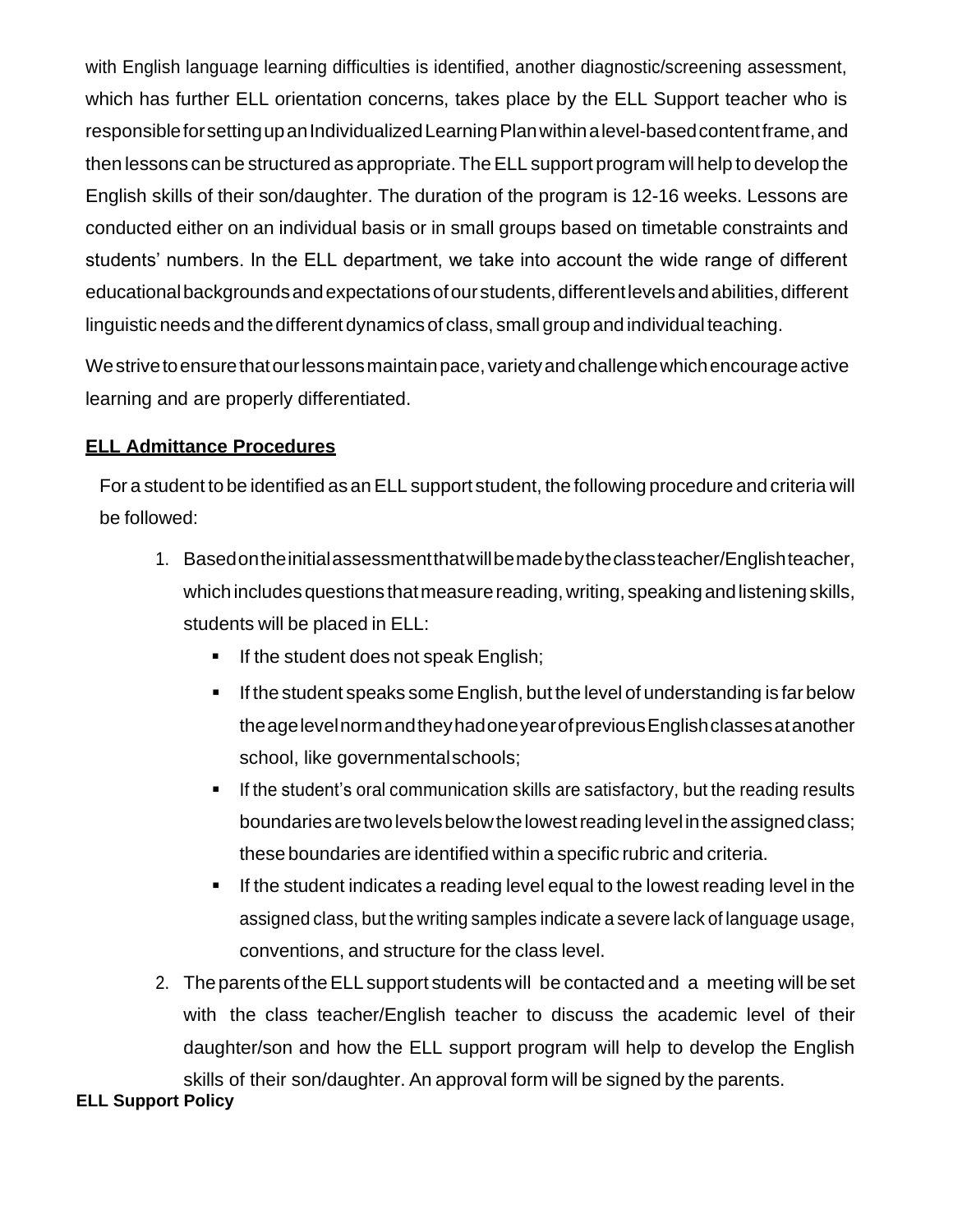with English language learning difficulties is identified, another diagnostic/screening assessment, which has further ELL orientation concerns, takes place by the ELL Support teacher who is responsible for setting up an Individualized Learning Plan within a level-based content frame, and then lessons can be structured as appropriate. The ELL support program will help to develop the English skills of their son/daughter. The duration of the program is 12-16 weeks. Lessons are conducted either on an individual basis or in small groups based on timetable constraints and students' numbers. In the ELL department, we take into account the wide range of different educational backgrounds and expectations of our students, different levels and abilities, different linguistic needs and the different dynamics of class, small group and individual teaching.

We strive to ensure that our lessons maintain pace, variety and challenge which encourage active learning and are properly differentiated.

**ELL Admittance Procedures**

For a student to be identified as an ELL support student, the following procedure and criteria will be followed:

1. Based on the initial assessment that will be made by the class teacher/English teacher, which includes questions that measure reading, writing, speaking and listening skills, students will be placed in ELL:
   - If the student does not speak English;
   - If the student speaks some English, but the level of understanding is far below the age level norm and they had one year of previous English classes at another school, like governmental schools;
   - If the student's oral communication skills are satisfactory, but the reading results boundaries are two levels below the lowest reading level in the assigned class; these boundaries are identified within a specific rubric and criteria.
   - If the student indicates a reading level equal to the lowest reading level in the assigned class, but the writing samples indicate a severe lack of language usage, conventions, and structure for the class level.
2. The parents of the ELL support students will be contacted and a meeting will be set with the class teacher/English teacher to discuss the academic level of their daughter/son and how the ELL support program will help to develop the English skills of their son/daughter. An approval form will be signed by the parents.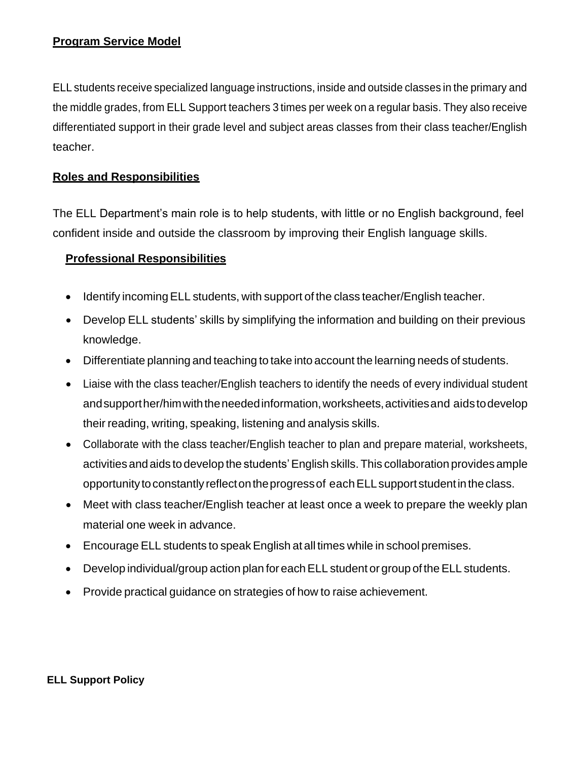## Program Service Model

ELL students receive specialized language instructions, inside and outside classes in the primary and the middle grades, from ELL Support teachers 3 times per week on a regular basis. They also receive differentiated support in their grade level and subject areas classes from their class teacher/English teacher.

## Roles and Responsibilities

The ELL Department's main role is to help students, with little or no English background, feel confident inside and outside the classroom by improving their English language skills.

### Professional Responsibilities

- Identify incoming ELL students, with support of the class teacher/English teacher.
- Develop ELL students' skills by simplifying the information and building on their previous knowledge.
- Differentiate planning and teaching to take into account the learning needs of students.
- Liaise with the class teacher/English teachers to identify the needs of every individual student and support her/him with the needed information, worksheets, activities and aids to develop their reading, writing, speaking, listening and analysis skills.
- Collaborate with the class teacher/English teacher to plan and prepare material, worksheets, activities and aids to develop the students' English skills. This collaboration provides ample opportunity to constantly reflect on the progress of each ELL support student in the class.
- Meet with class teacher/English teacher at least once a week to prepare the weekly plan material one week in advance.
- Encourage ELL students to speak English at all times while in school premises.
- Develop individual/group action plan for each ELL student or group of the ELL students.
- Provide practical guidance on strategies of how to raise achievement.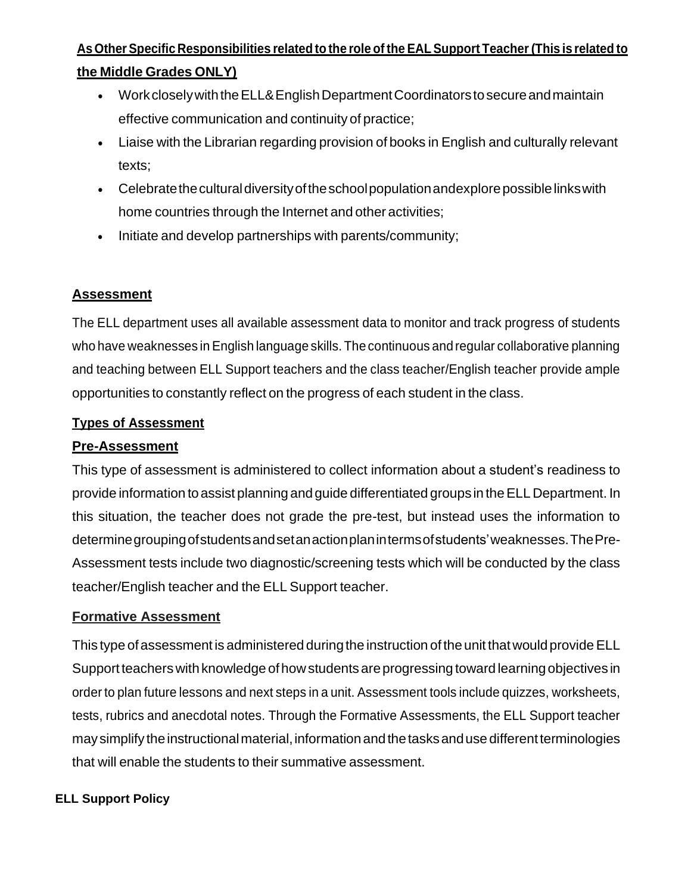**As Other Specific Responsibilities related to the role of the EAL Support Teacher (This is related to the Middle Grades ONLY)**

- Work closely with the ELL & English Department Coordinators to secure and maintain effective communication and continuity of practice;
- Liaise with the Librarian regarding provision of books in English and culturally relevant texts;
- Celebrate the cultural diversity of the school population and explore possible links with home countries through the Internet and other activities;
- Initiate and develop partnerships with parents/community;

## Assessment

The ELL department uses all available assessment data to monitor and track progress of students who have weaknesses in English language skills. The continuous and regular collaborative planning and teaching between ELL Support teachers and the class teacher/English teacher provide ample opportunities to constantly reflect on the progress of each student in the class.

### Types of Assessment

### Pre-Assessment

This type of assessment is administered to collect information about a student's readiness to provide information to assist planning and guide differentiated groups in the ELL Department. In this situation, the teacher does not grade the pre-test, but instead uses the information to determine grouping of students and set an action plan in terms of students' weaknesses. The Pre-Assessment tests include two diagnostic/screening tests which will be conducted by the class teacher/English teacher and the ELL Support teacher.

### Formative Assessment

This type of assessment is administered during the instruction of the unit that would provide ELL Support teachers with knowledge of how students are progressing toward learning objectives in order to plan future lessons and next steps in a unit. Assessment tools include quizzes, worksheets, tests, rubrics and anecdotal notes. Through the Formative Assessments, the ELL Support teacher may simplify the instructional material, information and the tasks and use different terminologies that will enable the students to their summative assessment.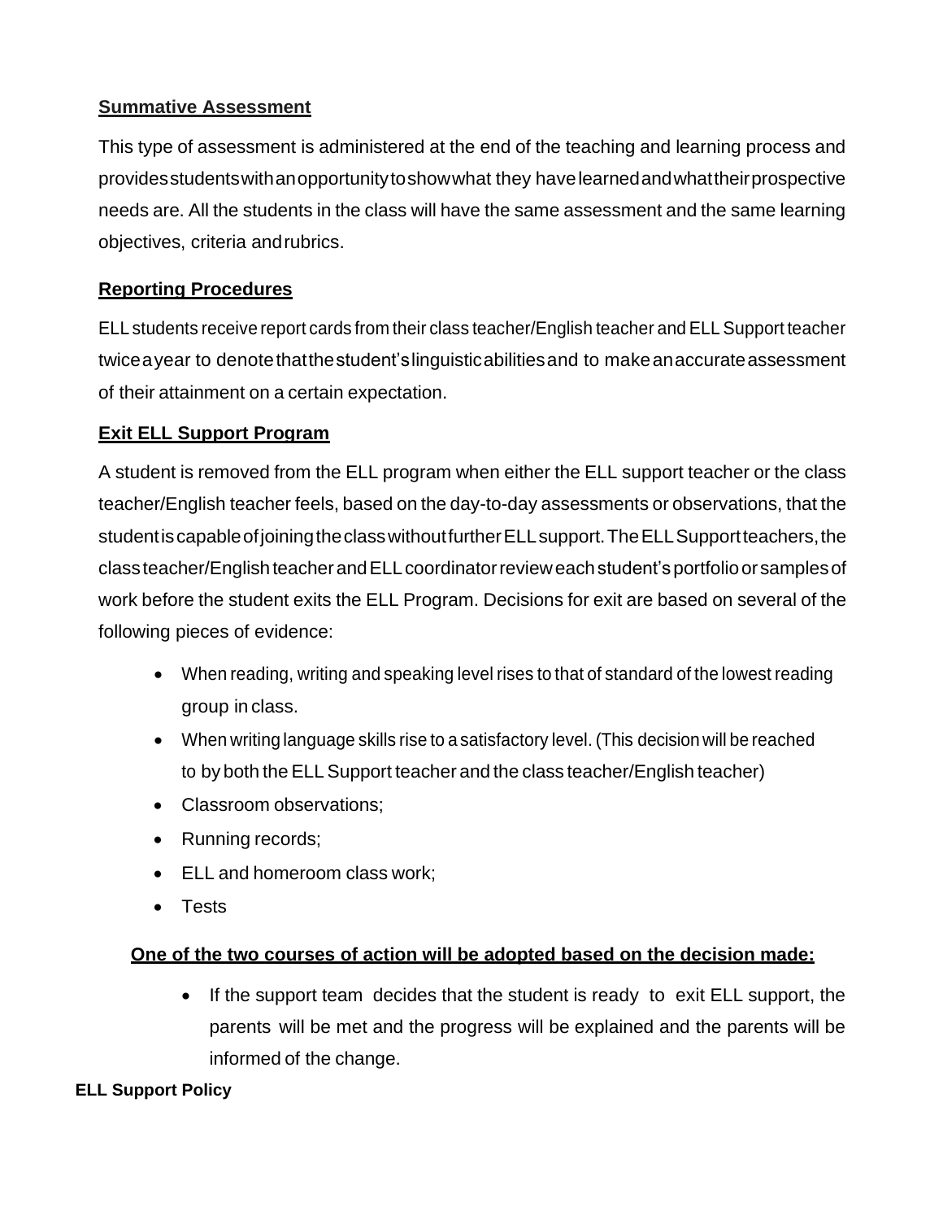**Summative Assessment**

This type of assessment is administered at the end of the teaching and learning process and provides students with an opportunity to show what they have learned and what their prospective needs are. All the students in the class will have the same assessment and the same learning objectives, criteria and rubrics.

**Reporting Procedures**

ELL students receive report cards from their class teacher/English teacher and ELL Support teacher twice a year to denote that the student's linguistic abilities and to make an accurate assessment of their attainment on a certain expectation.

**Exit ELL Support Program**

A student is removed from the ELL program when either the ELL support teacher or the class teacher/English teacher feels, based on the day-to-day assessments or observations, that the student is capable of joining the class without further ELL support. The ELL Support teachers, the class teacher/English teacher and ELL coordinator review each student's portfolio or samples of work before the student exits the ELL Program. Decisions for exit are based on several of the following pieces of evidence:

- When reading, writing and speaking level rises to that of standard of the lowest reading group in class.
- When writing language skills rise to a satisfactory level. (This decision will be reached to by both the ELL Support teacher and the class teacher/English teacher)
- Classroom observations;
- Running records;
- ELL and homeroom class work;
- Tests

**One of the two courses of action will be adopted based on the decision made:**

- If the support team decides that the student is ready to exit ELL support, the parents will be met and the progress will be explained and the parents will be informed of the change.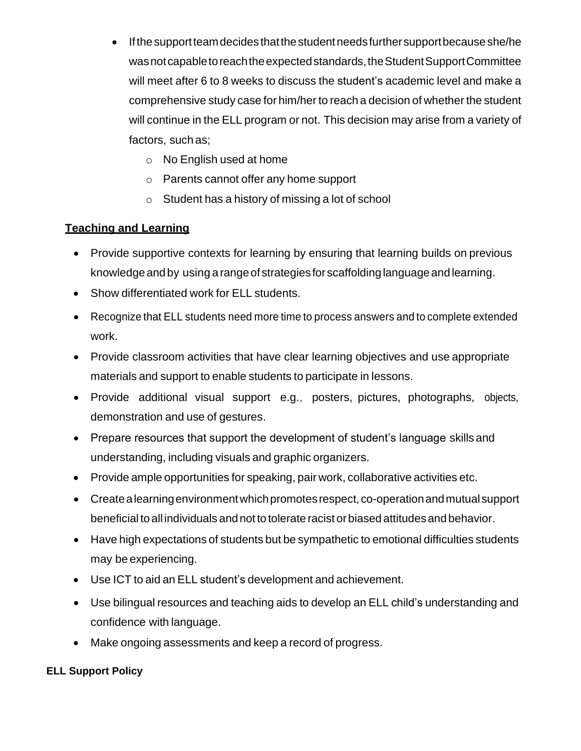- If the support team decides that the student needs further support because she/he was not capable to reach the expected standards, the Student Support Committee will meet after 6 to 8 weeks to discuss the student's academic level and make a comprehensive study case for him/her to reach a decision of whether the student will continue in the ELL program or not. This decision may arise from a variety of factors, such as;
  - No English used at home
  - Parents cannot offer any home support
  - Student has a history of missing a lot of school

## Teaching and Learning

- Provide supportive contexts for learning by ensuring that learning builds on previous knowledge and by using a range of strategies for scaffolding language and learning.
- Show differentiated work for ELL students.
- Recognize that ELL students need more time to process answers and to complete extended work.
- Provide classroom activities that have clear learning objectives and use appropriate materials and support to enable students to participate in lessons.
- Provide additional visual support e.g., posters, pictures, photographs, objects, demonstration and use of gestures.
- Prepare resources that support the development of student's language skills and understanding, including visuals and graphic organizers.
- Provide ample opportunities for speaking, pair work, collaborative activities etc.
- Create a learning environment which promotes respect, co-operation and mutual support beneficial to all individuals and not to tolerate racist or biased attitudes and behavior.
- Have high expectations of students but be sympathetic to emotional difficulties students may be experiencing.
- Use ICT to aid an ELL student's development and achievement.
- Use bilingual resources and teaching aids to develop an ELL child's understanding and confidence with language.
- Make ongoing assessments and keep a record of progress.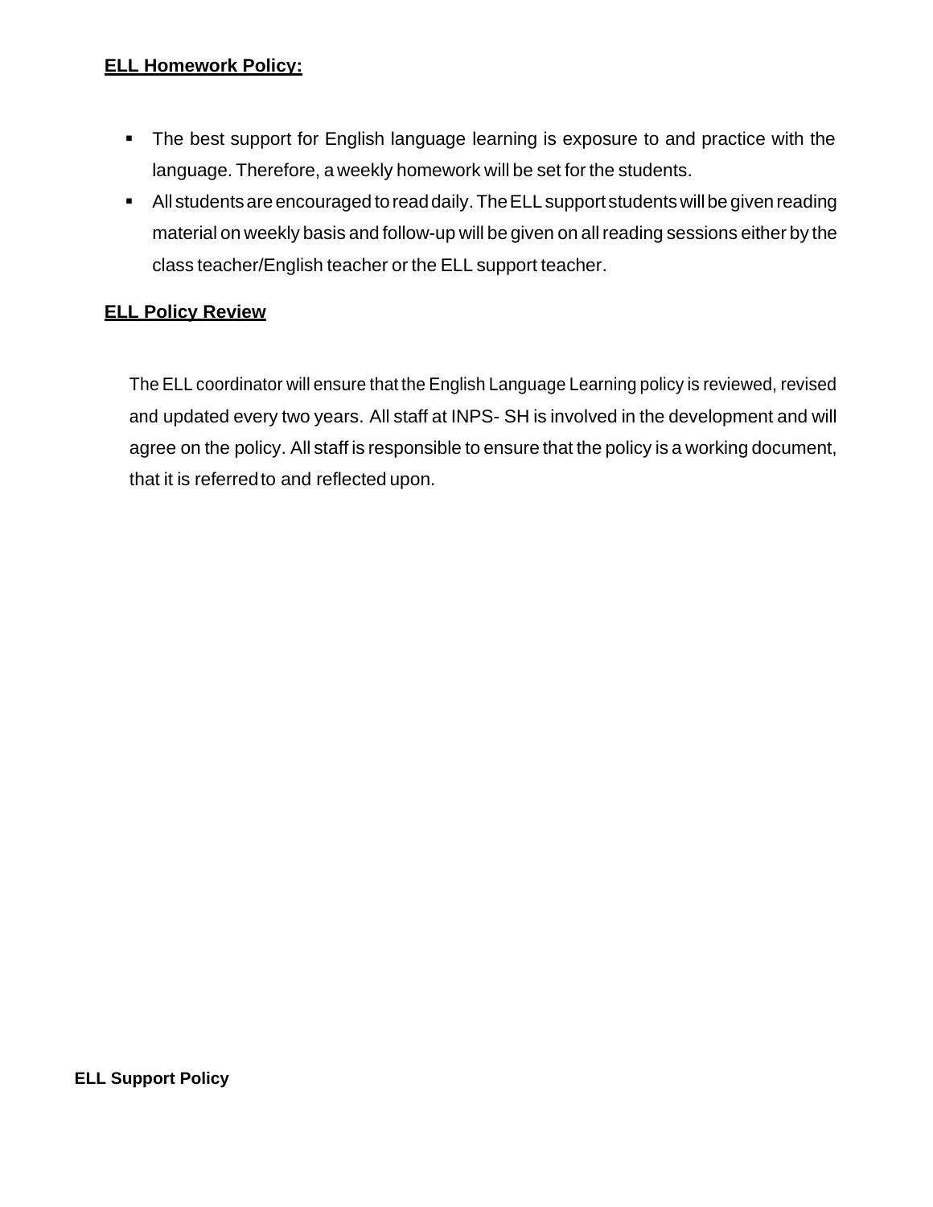**ELL Homework Policy:**

- The best support for English language learning is exposure to and practice with the language. Therefore, a weekly homework will be set for the students.
- All students are encouraged to read daily. The ELL support students will be given reading material on weekly basis and follow-up will be given on all reading sessions either by the class teacher/English teacher or the ELL support teacher.

**ELL Policy Review**

The ELL coordinator will ensure that the English Language Learning policy is reviewed, revised and updated every two years. All staff at INPS- SH is involved in the development and will agree on the policy. All staff is responsible to ensure that the policy is a working document, that it is referred to and reflected upon.